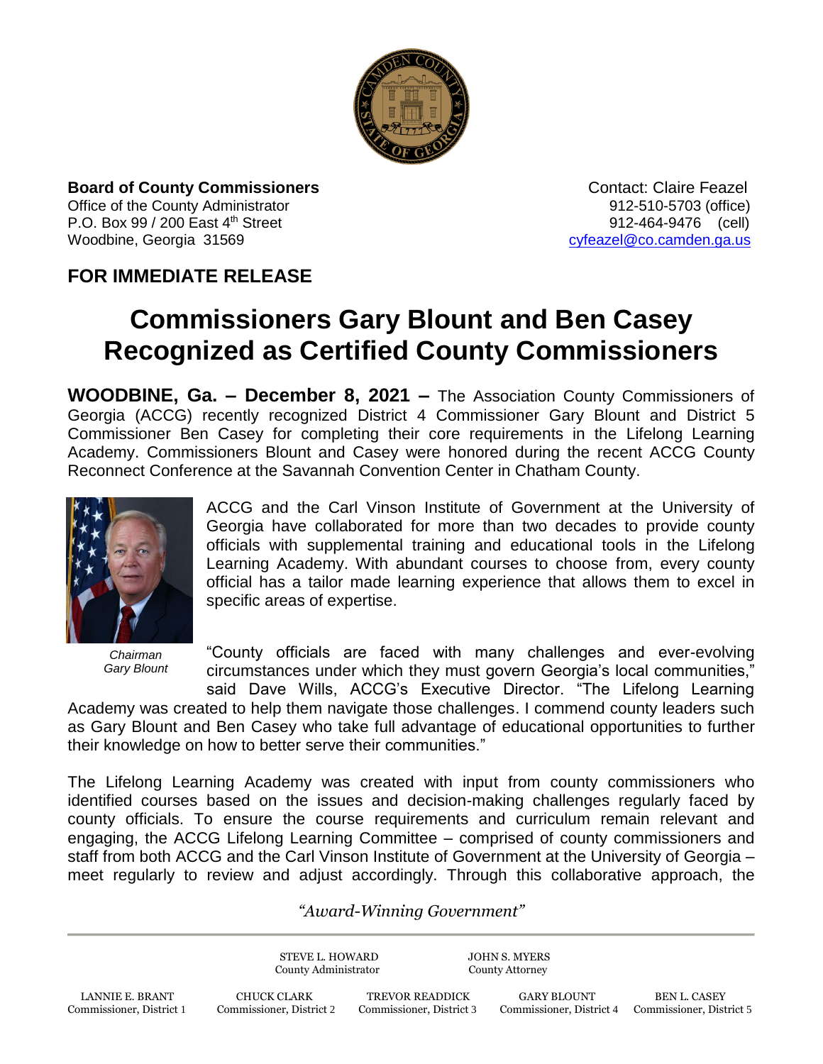**Board of County Commissioners**
Office of the County Administrator
P.O. Box 99 / 200 East 4th Street
Woodbine, Georgia 31569

Contact: Claire Feazel
912-510-5703 (office)
912-464-9476 (cell)
cyfeazel@co.camden.ga.us

## FOR IMMEDIATE RELEASE

# Commissioners Gary Blount and Ben Casey Recognized as Certified County Commissioners

**WOODBINE, Ga. – December 8, 2021 –** The Association County Commissioners of Georgia (ACCG) recently recognized District 4 Commissioner Gary Blount and District 5 Commissioner Ben Casey for completing their core requirements in the Lifelong Learning Academy. Commissioners Blount and Casey were honored during the recent ACCG County Reconnect Conference at the Savannah Convention Center in Chatham County.

ACCG and the Carl Vinson Institute of Government at the University of Georgia have collaborated for more than two decades to provide county officials with supplemental training and educational tools in the Lifelong Learning Academy. With abundant courses to choose from, every county official has a tailor made learning experience that allows them to excel in specific areas of expertise.

*Chairman Gary Blount*

"County officials are faced with many challenges and ever-evolving circumstances under which they must govern Georgia's local communities," said Dave Wills, ACCG's Executive Director. "The Lifelong Learning Academy was created to help them navigate those challenges. I commend county leaders such as Gary Blount and Ben Casey who take full advantage of educational opportunities to further their knowledge on how to better serve their communities."

The Lifelong Learning Academy was created with input from county commissioners who identified courses based on the issues and decision-making challenges regularly faced by county officials. To ensure the course requirements and curriculum remain relevant and engaging, the ACCG Lifelong Learning Committee – comprised of county commissioners and staff from both ACCG and the Carl Vinson Institute of Government at the University of Georgia – meet regularly to review and adjust accordingly. Through this collaborative approach, the

*"Award-Winning Government"*

STEVE L. HOWARD, County Administrator
JOHN S. MYERS, County Attorney

LANNIE E. BRANT, Commissioner, District 1
CHUCK CLARK, Commissioner, District 2
TREVOR READDICK, Commissioner, District 3
GARY BLOUNT, Commissioner, District 4
BEN L. CASEY, Commissioner, District 5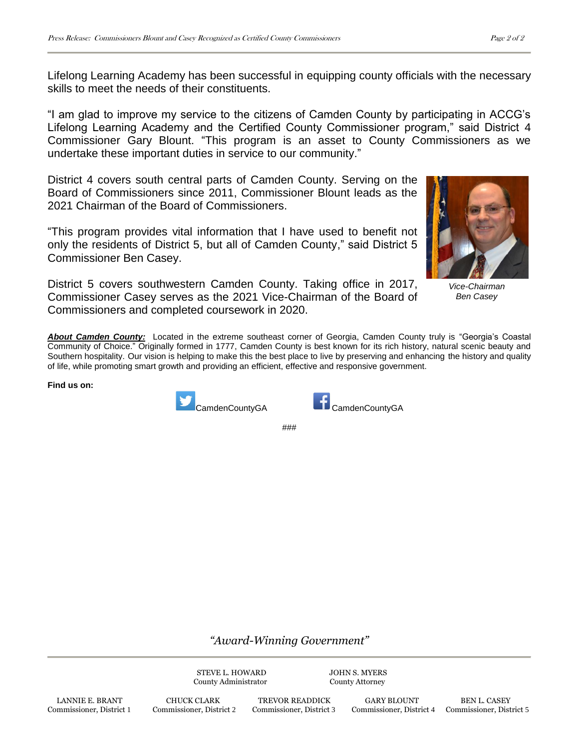Lifelong Learning Academy has been successful in equipping county officials with the necessary skills to meet the needs of their constituents.

"I am glad to improve my service to the citizens of Camden County by participating in ACCG's Lifelong Learning Academy and the Certified County Commissioner program," said District 4 Commissioner Gary Blount. "This program is an asset to County Commissioners as we undertake these important duties in service to our community."

District 4 covers south central parts of Camden County. Serving on the Board of Commissioners since 2011, Commissioner Blount leads as the 2021 Chairman of the Board of Commissioners.

"This program provides vital information that I have used to benefit not only the residents of District 5, but all of Camden County," said District 5 Commissioner Ben Casey.

*Vice-Chairman Ben Casey*

District 5 covers southwestern Camden County. Taking office in 2017, Commissioner Casey serves as the 2021 Vice-Chairman of the Board of Commissioners and completed coursework in 2020.

***About Camden County:*** Located in the extreme southeast corner of Georgia, Camden County truly is "Georgia's Coastal Community of Choice." Originally formed in 1777, Camden County is best known for its rich history, natural scenic beauty and Southern hospitality. Our vision is helping to make this the best place to live by preserving and enhancing the history and quality of life, while promoting smart growth and providing an efficient, effective and responsive government.

**Find us on:**

CamdenCountyGA CamdenCountyGA

###

*"Award-Winning Government"*

STEVE L. HOWARD
County Administrator

JOHN S. MYERS
County Attorney

LANNIE E. BRANT
Commissioner, District 1

CHUCK CLARK
Commissioner, District 2

TREVOR READDICK
Commissioner, District 3

GARY BLOUNT
Commissioner, District 4

BEN L. CASEY
Commissioner, District 5